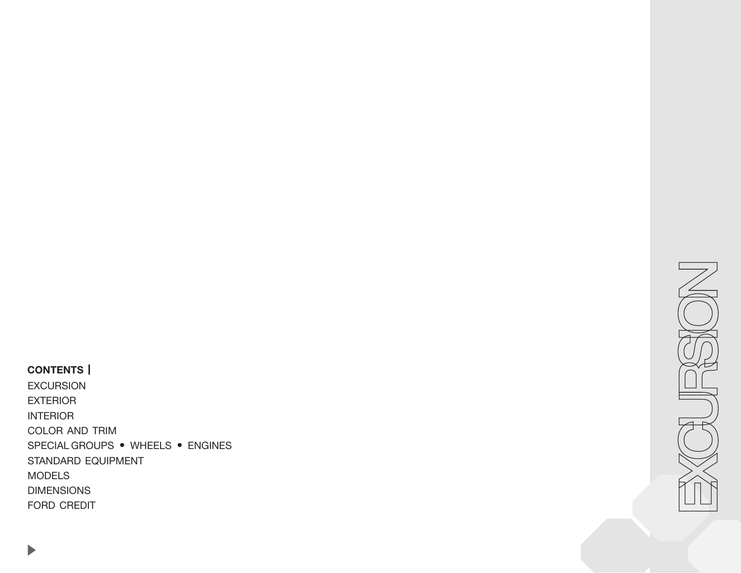# EXCURSION

**CONTENTS |**

EXCURSION
EXTERIOR
INTERIOR
COLOR AND TRIM
SPECIAL GROUPS • WHEELS • ENGINES
STANDARD EQUIPMENT
MODELS
DIMENSIONS
FORD CREDIT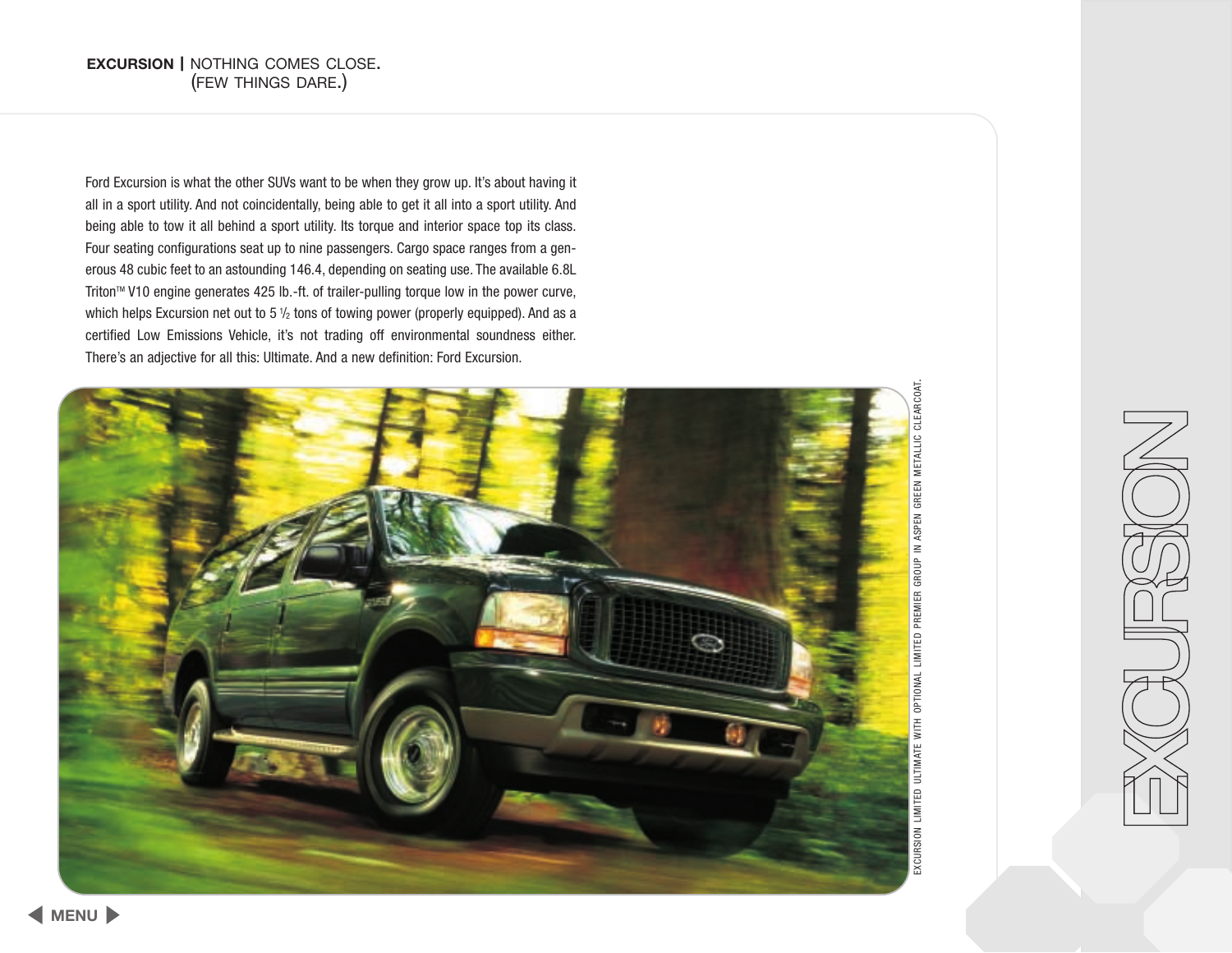**EXCURSION** | NOTHING COMES CLOSE. (FEW THINGS DARE.)

Ford Excursion is what the other SUVs want to be when they grow up. It's about having it all in a sport utility. And not coincidentally, being able to get it all into a sport utility. And being able to tow it all behind a sport utility. Its torque and interior space top its class. Four seating configurations seat up to nine passengers. Cargo space ranges from a generous 48 cubic feet to an astounding 146.4, depending on seating use. The available 6.8L Triton™ V10 engine generates 425 lb.-ft. of trailer-pulling torque low in the power curve, which helps Excursion net out to 5 ½ tons of towing power (properly equipped). And as a certified Low Emissions Vehicle, it's not trading off environmental soundness either. There's an adjective for all this: Ultimate. And a new definition: Ford Excursion.

EXCURSION LIMITED ULTIMATE WITH OPTIONAL LIMITED PREMIER GROUP IN ASPEN GREEN METALLIC CLEARCOAT.

EXCURSION

MENU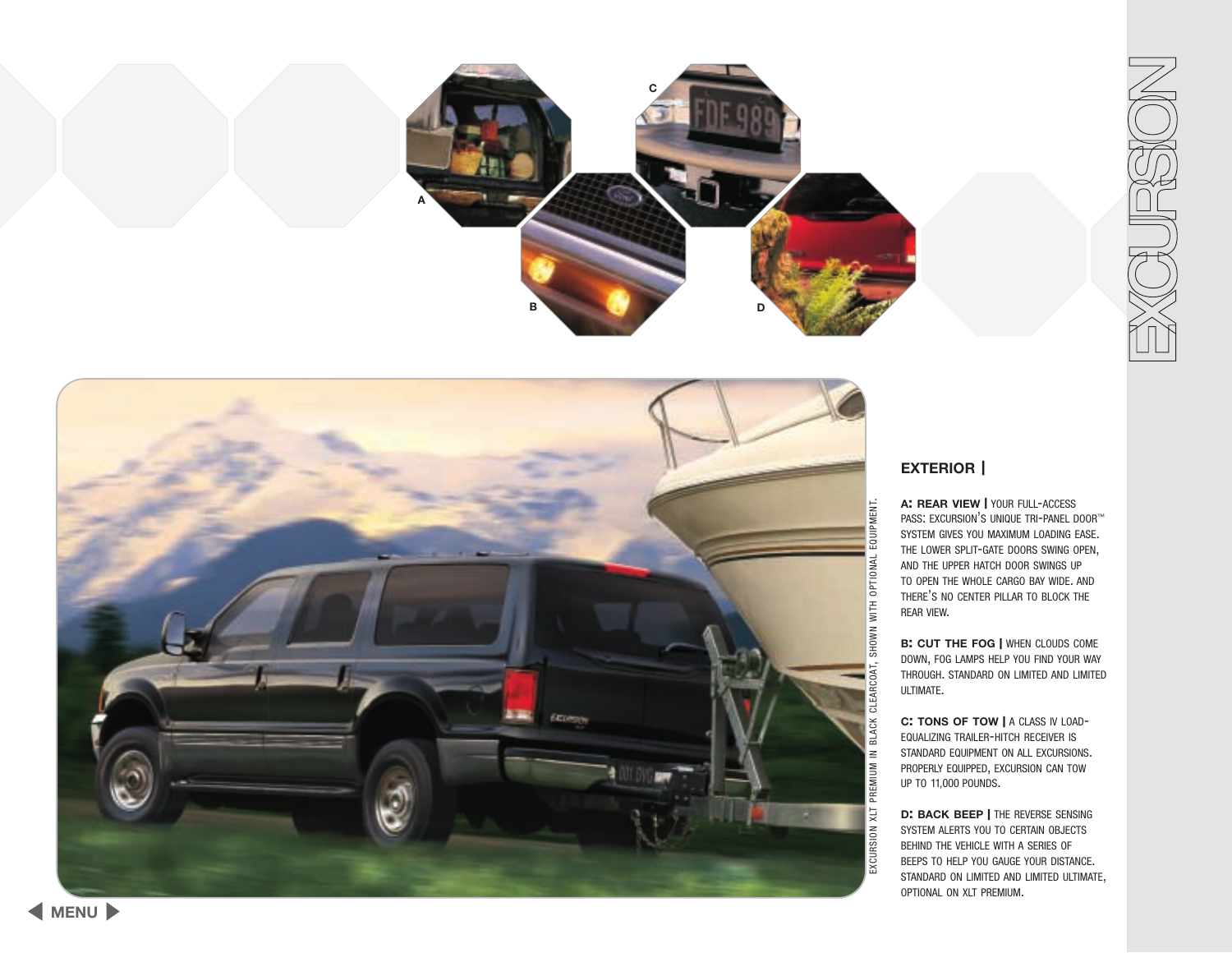# EXCURSION

## EXTERIOR |

**A: REAR VIEW |** YOUR FULL-ACCESS PASS: EXCURSION'S UNIQUE TRI-PANEL DOOR™ SYSTEM GIVES YOU MAXIMUM LOADING EASE. THE LOWER SPLIT-GATE DOORS SWING OPEN, AND THE UPPER HATCH DOOR SWINGS UP TO OPEN THE WHOLE CARGO BAY WIDE. AND THERE'S NO CENTER PILLAR TO BLOCK THE REAR VIEW.

**B: CUT THE FOG |** WHEN CLOUDS COME DOWN, FOG LAMPS HELP YOU FIND YOUR WAY THROUGH. STANDARD ON LIMITED AND LIMITED ULTIMATE.

**C: TONS OF TOW |** A CLASS IV LOAD-EQUALIZING TRAILER-HITCH RECEIVER IS STANDARD EQUIPMENT ON ALL EXCURSIONS. PROPERLY EQUIPPED, EXCURSION CAN TOW UP TO 11,000 POUNDS.

**D: BACK BEEP |** THE REVERSE SENSING SYSTEM ALERTS YOU TO CERTAIN OBJECTS BEHIND THE VEHICLE WITH A SERIES OF BEEPS TO HELP YOU GAUGE YOUR DISTANCE. STANDARD ON LIMITED AND LIMITED ULTIMATE, OPTIONAL ON XLT PREMIUM.

EXCURSION XLT PREMIUM IN BLACK CLEARCOAT, SHOWN WITH OPTIONAL EQUIPMENT.

MENU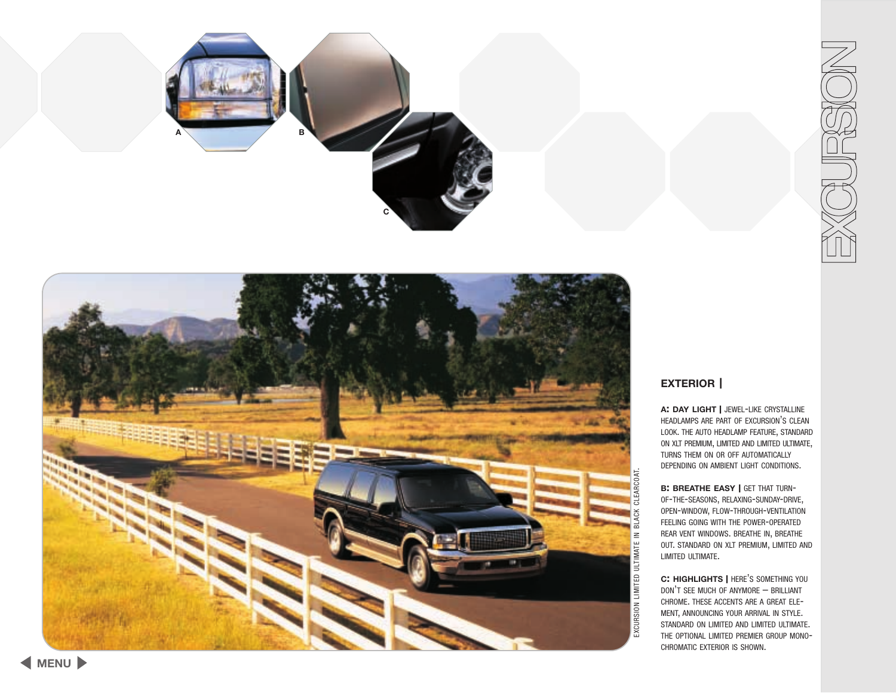A

B

C

EXCURSION LIMITED ULTIMATE IN BLACK CLEARCOAT.

## EXTERIOR |

**A: DAY LIGHT |** JEWEL-LIKE CRYSTALLINE HEADLAMPS ARE PART OF EXCURSION'S CLEAN LOOK. THE AUTO HEADLAMP FEATURE, STANDARD ON XLT PREMIUM, LIMITED AND LIMITED ULTIMATE, TURNS THEM ON OR OFF AUTOMATICALLY DEPENDING ON AMBIENT LIGHT CONDITIONS.

**B: BREATHE EASY |** GET THAT TURN-OF-THE-SEASONS, RELAXING-SUNDAY-DRIVE, OPEN-WINDOW, FLOW-THROUGH-VENTILATION FEELING GOING WITH THE POWER-OPERATED REAR VENT WINDOWS. BREATHE IN, BREATHE OUT. STANDARD ON XLT PREMIUM, LIMITED AND LIMITED ULTIMATE.

**C: HIGHLIGHTS |** HERE'S SOMETHING YOU DON'T SEE MUCH OF ANYMORE — BRILLIANT CHROME. THESE ACCENTS ARE A GREAT ELEMENT, ANNOUNCING YOUR ARRIVAL IN STYLE. STANDARD ON LIMITED AND LIMITED ULTIMATE. THE OPTIONAL LIMITED PREMIER GROUP MONOCHROMATIC EXTERIOR IS SHOWN.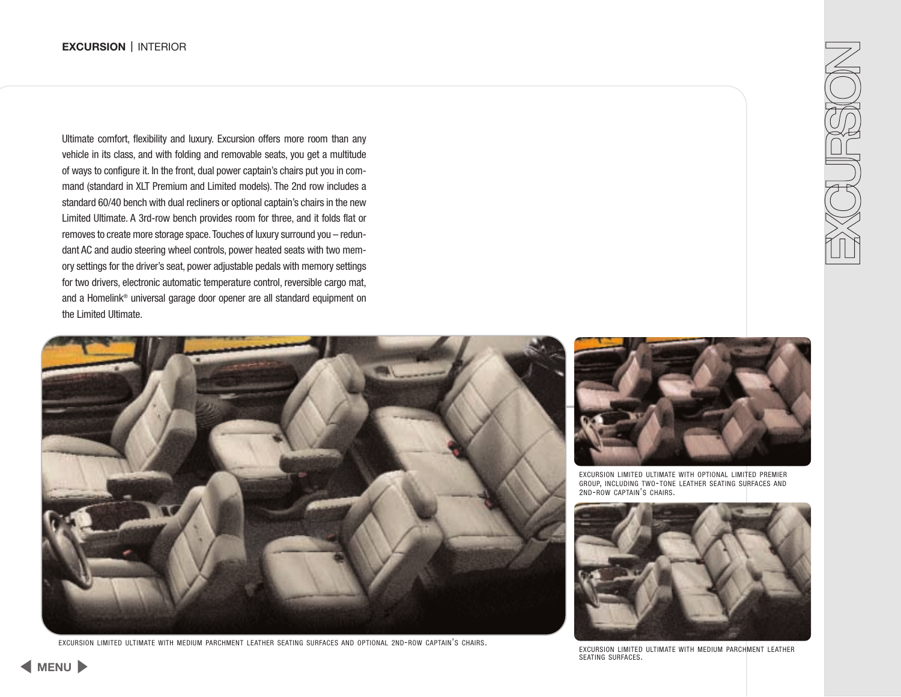# EXCURSION | INTERIOR

Ultimate comfort, flexibility and luxury. Excursion offers more room than any vehicle in its class, and with folding and removable seats, you get a multitude of ways to configure it. In the front, dual power captain's chairs put you in command (standard in XLT Premium and Limited models). The 2nd row includes a standard 60/40 bench with dual recliners or optional captain's chairs in the new Limited Ultimate. A 3rd-row bench provides room for three, and it folds flat or removes to create more storage space. Touches of luxury surround you – redundant AC and audio steering wheel controls, power heated seats with two memory settings for the driver's seat, power adjustable pedals with memory settings for two drivers, electronic automatic temperature control, reversible cargo mat, and a Homelink® universal garage door opener are all standard equipment on the Limited Ultimate.

EXCURSION LIMITED ULTIMATE WITH MEDIUM PARCHMENT LEATHER SEATING SURFACES AND OPTIONAL 2ND-ROW CAPTAIN'S CHAIRS.

EXCURSION LIMITED ULTIMATE WITH OPTIONAL LIMITED PREMIER GROUP, INCLUDING TWO-TONE LEATHER SEATING SURFACES AND 2ND-ROW CAPTAIN'S CHAIRS.

EXCURSION LIMITED ULTIMATE WITH MEDIUM PARCHMENT LEATHER SEATING SURFACES.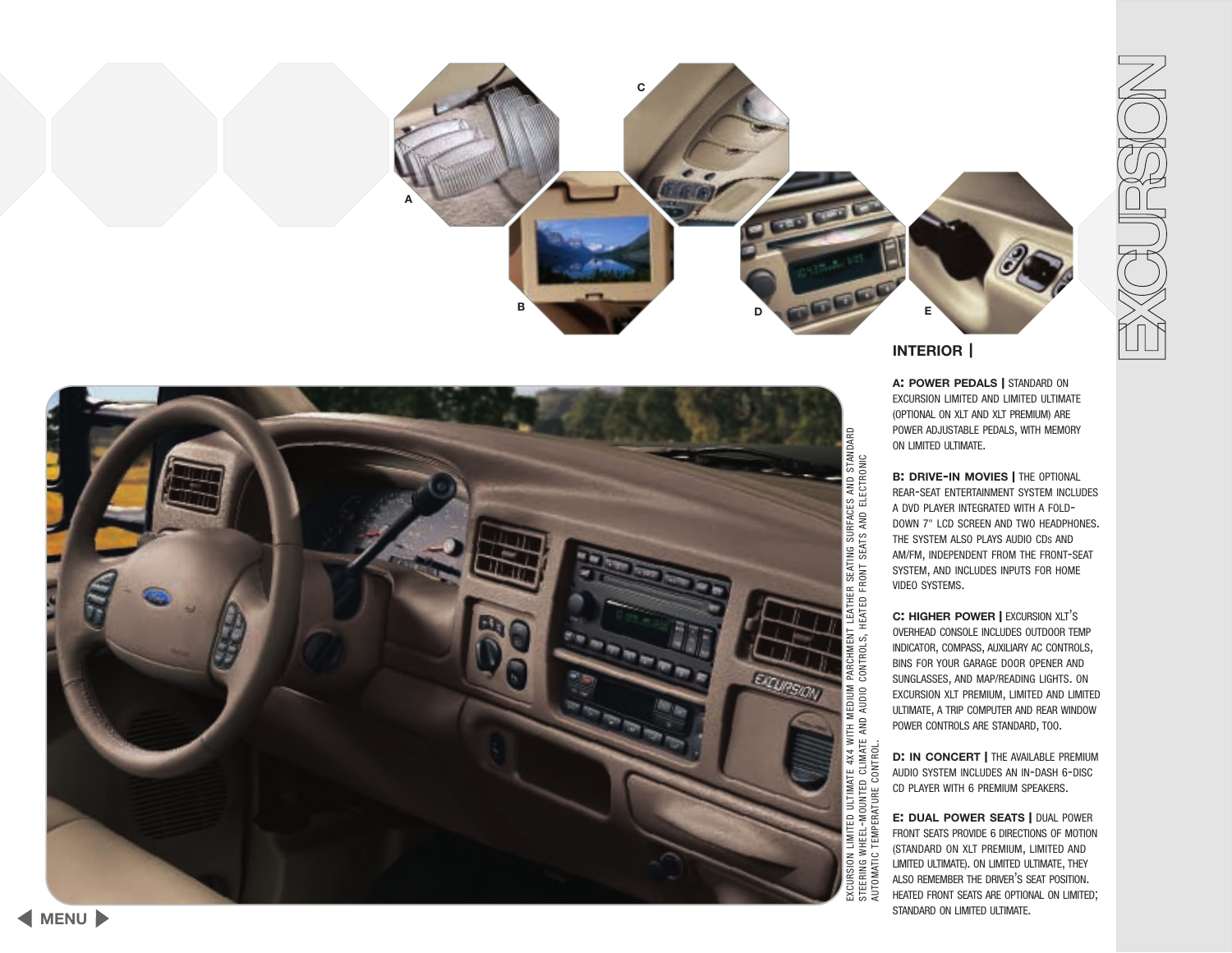# EXCURSION

## INTERIOR |

**A: POWER PEDALS |** STANDARD ON EXCURSION LIMITED AND LIMITED ULTIMATE (OPTIONAL ON XLT AND XLT PREMIUM) ARE POWER ADJUSTABLE PEDALS, WITH MEMORY ON LIMITED ULTIMATE.

**B: DRIVE-IN MOVIES |** THE OPTIONAL REAR-SEAT ENTERTAINMENT SYSTEM INCLUDES A DVD PLAYER INTEGRATED WITH A FOLD-DOWN 7" LCD SCREEN AND TWO HEADPHONES. THE SYSTEM ALSO PLAYS AUDIO CDs AND AM/FM, INDEPENDENT FROM THE FRONT-SEAT SYSTEM, AND INCLUDES INPUTS FOR HOME VIDEO SYSTEMS.

**C: HIGHER POWER |** EXCURSION XLT'S OVERHEAD CONSOLE INCLUDES OUTDOOR TEMP INDICATOR, COMPASS, AUXILIARY AC CONTROLS, BINS FOR YOUR GARAGE DOOR OPENER AND SUNGLASSES, AND MAP/READING LIGHTS. ON EXCURSION XLT PREMIUM, LIMITED AND LIMITED ULTIMATE, A TRIP COMPUTER AND REAR WINDOW POWER CONTROLS ARE STANDARD, TOO.

**D: IN CONCERT |** THE AVAILABLE PREMIUM AUDIO SYSTEM INCLUDES AN IN-DASH 6-DISC CD PLAYER WITH 6 PREMIUM SPEAKERS.

**E: DUAL POWER SEATS |** DUAL POWER FRONT SEATS PROVIDE 6 DIRECTIONS OF MOTION (STANDARD ON XLT PREMIUM, LIMITED AND LIMITED ULTIMATE). ON LIMITED ULTIMATE, THEY ALSO REMEMBER THE DRIVER'S SEAT POSITION. HEATED FRONT SEATS ARE OPTIONAL ON LIMITED; STANDARD ON LIMITED ULTIMATE.

EXCURSION LIMITED ULTIMATE 4X4 WITH MEDIUM PARCHMENT LEATHER SEATING SURFACES AND STANDARD STEERING WHEEL-MOUNTED CLIMATE AND AUDIO CONTROLS, HEATED FRONT SEATS AND ELECTRONIC AUTOMATIC TEMPERATURE CONTROL.

MENU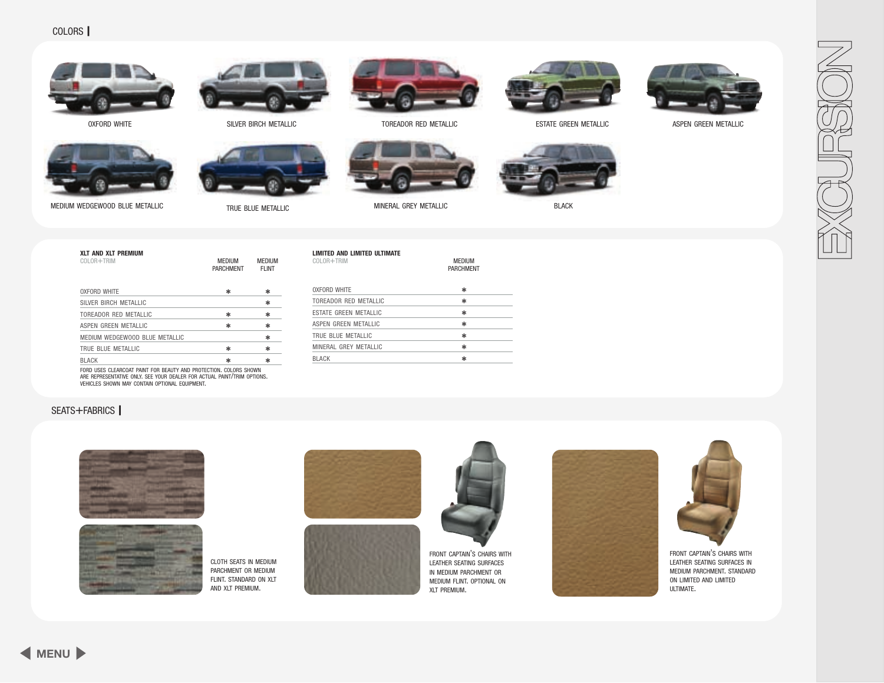## COLORS

OXFORD WHITE

SILVER BIRCH METALLIC

TOREADOR RED METALLIC

ESTATE GREEN METALLIC

ASPEN GREEN METALLIC

MEDIUM WEDGEWOOD BLUE METALLIC

TRUE BLUE METALLIC

MINERAL GREY METALLIC

BLACK

**XLT AND XLT PREMIUM**

| COLOR+TRIM | MEDIUM PARCHMENT | MEDIUM FLINT |
|---|---|---|
| OXFORD WHITE | * | * |
| SILVER BIRCH METALLIC | | * |
| TOREADOR RED METALLIC | * | * |
| ASPEN GREEN METALLIC | * | * |
| MEDIUM WEDGEWOOD BLUE METALLIC | | * |
| TRUE BLUE METALLIC | * | * |
| BLACK | * | * |

FORD USES CLEARCOAT PAINT FOR BEAUTY AND PROTECTION. COLORS SHOWN ARE REPRESENTATIVE ONLY. SEE YOUR DEALER FOR ACTUAL PAINT/TRIM OPTIONS. VEHICLES SHOWN MAY CONTAIN OPTIONAL EQUIPMENT.

**LIMITED AND LIMITED ULTIMATE**

| COLOR+TRIM | MEDIUM PARCHMENT |
|---|---|
| OXFORD WHITE | * |
| TOREADOR RED METALLIC | * |
| ESTATE GREEN METALLIC | * |
| ASPEN GREEN METALLIC | * |
| TRUE BLUE METALLIC | * |
| MINERAL GREY METALLIC | * |
| BLACK | * |

## SEATS+FABRICS

CLOTH SEATS IN MEDIUM PARCHMENT OR MEDIUM FLINT. STANDARD ON XLT AND XLT PREMIUM.

FRONT CAPTAIN'S CHAIRS WITH LEATHER SEATING SURFACES IN MEDIUM PARCHMENT OR MEDIUM FLINT. OPTIONAL ON XLT PREMIUM.

FRONT CAPTAIN'S CHAIRS WITH LEATHER SEATING SURFACES IN MEDIUM PARCHMENT. STANDARD ON LIMITED AND LIMITED ULTIMATE.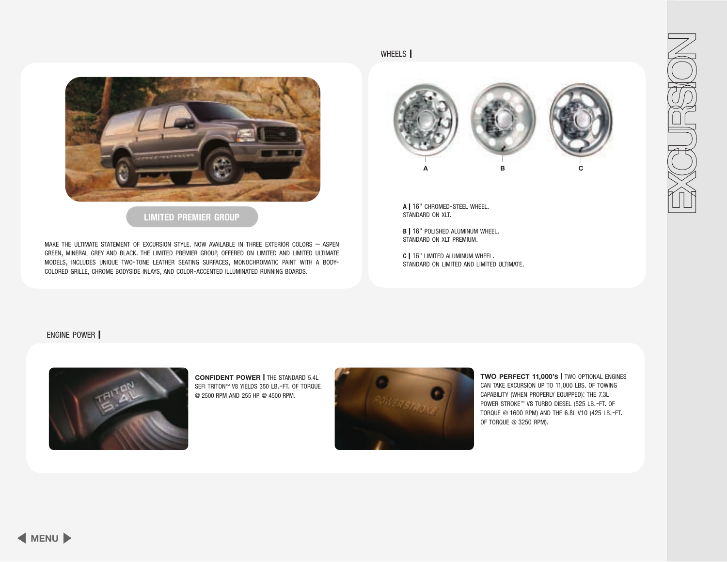## LIMITED PREMIER GROUP

MAKE THE ULTIMATE STATEMENT OF EXCURSION STYLE. NOW AVAILABLE IN THREE EXTERIOR COLORS — ASPEN GREEN, MINERAL GREY AND BLACK. THE LIMITED PREMIER GROUP, OFFERED ON LIMITED AND LIMITED ULTIMATE MODELS, INCLUDES UNIQUE TWO-TONE LEATHER SEATING SURFACES, MONOCHROMATIC PAINT WITH A BODY-COLORED GRILLE, CHROME BODYSIDE INLAYS, AND COLOR-ACCENTED ILLUMINATED RUNNING BOARDS.

## WHEELS

**A |** 16" CHROMED-STEEL WHEEL.
STANDARD ON XLT.

**B |** 16" POLISHED ALUMINUM WHEEL.
STANDARD ON XLT PREMIUM.

**C |** 16" LIMITED ALUMINUM WHEEL.
STANDARD ON LIMITED AND LIMITED ULTIMATE.

## ENGINE POWER

**CONFIDENT POWER |** THE STANDARD 5.4L SEFI TRITON™ V8 YIELDS 350 LB.-FT. OF TORQUE @ 2500 RPM AND 255 HP @ 4500 RPM.

**TWO PERFECT 11,000'S |** TWO OPTIONAL ENGINES CAN TAKE EXCURSION UP TO 11,000 LBS. OF TOWING CAPABILITY (WHEN PROPERLY EQUIPPED): THE 7.3L POWER STROKE™ V8 TURBO DIESEL (525 LB.-FT. OF TORQUE @ 1600 RPM) AND THE 6.8L V10 (425 LB.-FT. OF TORQUE @ 3250 RPM).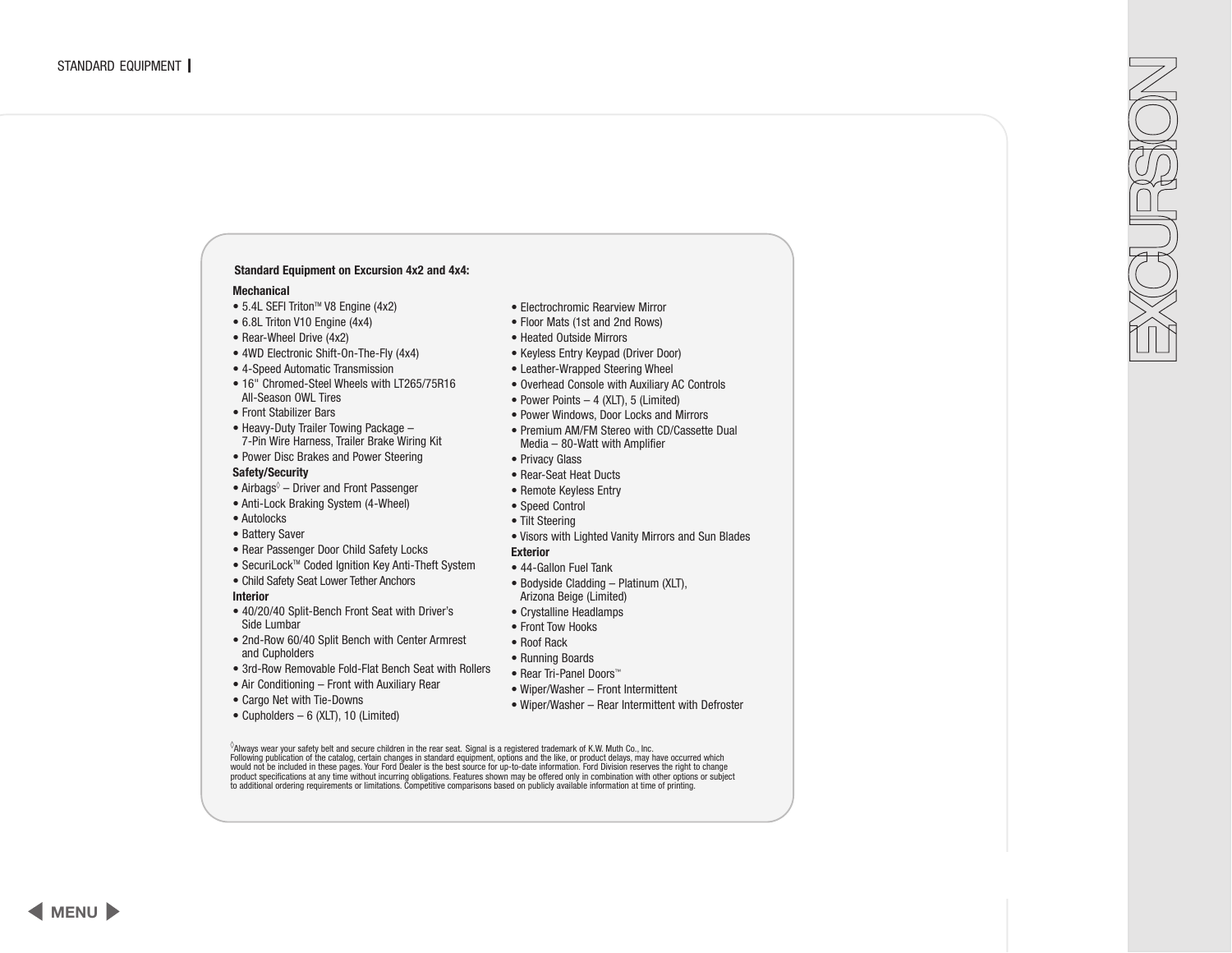STANDARD EQUIPMENT

**Standard Equipment on Excursion 4x2 and 4x4:**

**Mechanical**
- 5.4L SEFI Triton™ V8 Engine (4x2)
- 6.8L Triton V10 Engine (4x4)
- Rear-Wheel Drive (4x2)
- 4WD Electronic Shift-On-The-Fly (4x4)
- 4-Speed Automatic Transmission
- 16" Chromed-Steel Wheels with LT265/75R16 All-Season OWL Tires
- Front Stabilizer Bars
- Heavy-Duty Trailer Towing Package – 7-Pin Wire Harness, Trailer Brake Wiring Kit
- Power Disc Brakes and Power Steering

**Safety/Security**
- Airbags◊ – Driver and Front Passenger
- Anti-Lock Braking System (4-Wheel)
- Autolocks
- Battery Saver
- Rear Passenger Door Child Safety Locks
- SecuriLock™ Coded Ignition Key Anti-Theft System
- Child Safety Seat Lower Tether Anchors

**Interior**
- 40/20/40 Split-Bench Front Seat with Driver's Side Lumbar
- 2nd-Row 60/40 Split Bench with Center Armrest and Cupholders
- 3rd-Row Removable Fold-Flat Bench Seat with Rollers
- Air Conditioning – Front with Auxiliary Rear
- Cargo Net with Tie-Downs
- Cupholders – 6 (XLT), 10 (Limited)
- Electrochromic Rearview Mirror
- Floor Mats (1st and 2nd Rows)
- Heated Outside Mirrors
- Keyless Entry Keypad (Driver Door)
- Leather-Wrapped Steering Wheel
- Overhead Console with Auxiliary AC Controls
- Power Points – 4 (XLT), 5 (Limited)
- Power Windows, Door Locks and Mirrors
- Premium AM/FM Stereo with CD/Cassette Dual Media – 80-Watt with Amplifier
- Privacy Glass
- Rear-Seat Heat Ducts
- Remote Keyless Entry
- Speed Control
- Tilt Steering
- Visors with Lighted Vanity Mirrors and Sun Blades

**Exterior**
- 44-Gallon Fuel Tank
- Bodyside Cladding – Platinum (XLT), Arizona Beige (Limited)
- Crystalline Headlamps
- Front Tow Hooks
- Roof Rack
- Running Boards
- Rear Tri-Panel Doors™
- Wiper/Washer – Front Intermittent
- Wiper/Washer – Rear Intermittent with Defroster

◊Always wear your safety belt and secure children in the rear seat. Signal is a registered trademark of K.W. Muth Co., Inc.
Following publication of the catalog, certain changes in standard equipment, options and the like, or product delays, may have occurred which would not be included in these pages. Your Ford Dealer is the best source for up-to-date information. Ford Division reserves the right to change product specifications at any time without incurring obligations. Features shown may be offered only in combination with other options or subject to additional ordering requirements or limitations. Competitive comparisons based on publicly available information at time of printing.

EXCURSION

MENU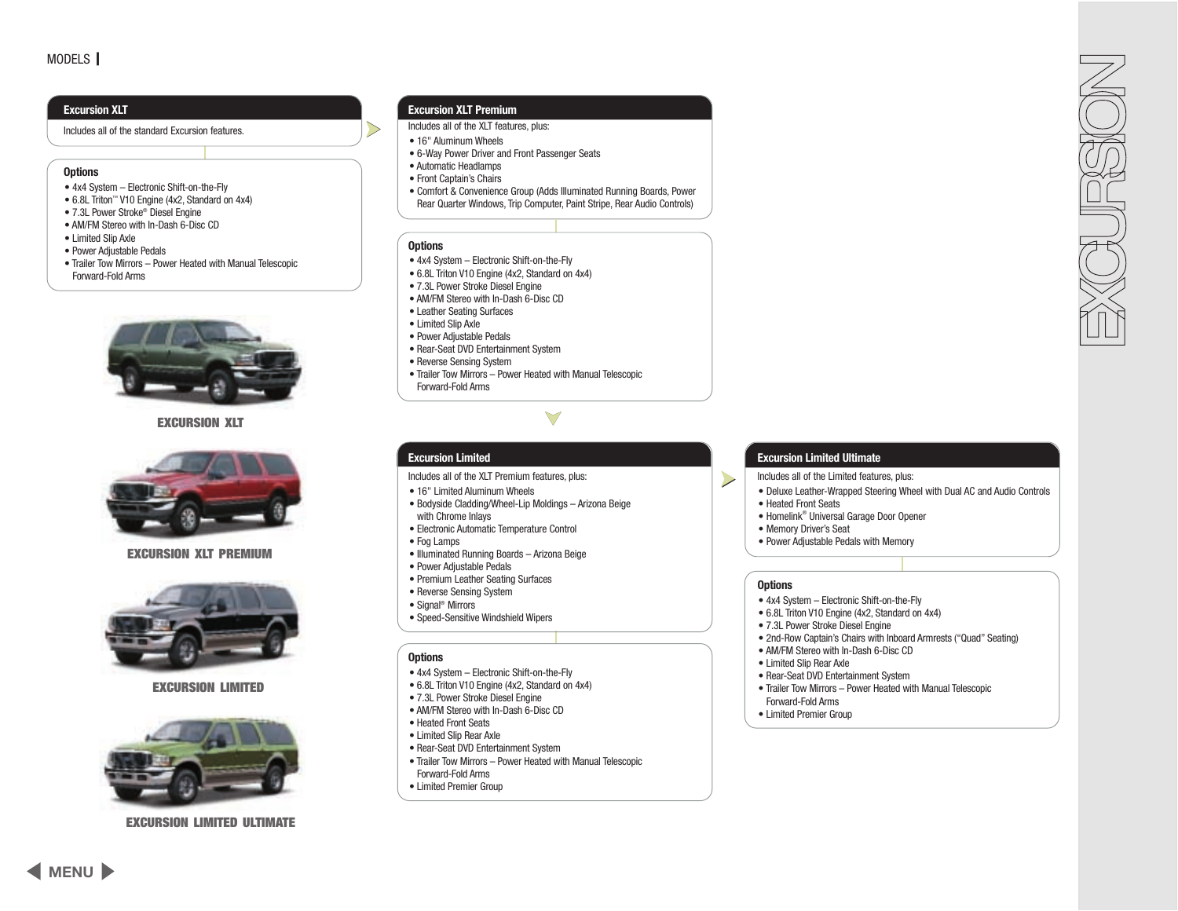MODELS

# EXCURSION

## Excursion XLT

Includes all of the standard Excursion features.

### Options

- 4x4 System – Electronic Shift-on-the-Fly
- 6.8L Triton™ V10 Engine (4x2, Standard on 4x4)
- 7.3L Power Stroke® Diesel Engine
- AM/FM Stereo with In-Dash 6-Disc CD
- Limited Slip Axle
- Power Adjustable Pedals
- Trailer Tow Mirrors – Power Heated with Manual Telescopic Forward-Fold Arms

## Excursion XLT Premium

Includes all of the XLT features, plus:

- 16" Aluminum Wheels
- 6-Way Power Driver and Front Passenger Seats
- Automatic Headlamps
- Front Captain's Chairs
- Comfort & Convenience Group (Adds Illuminated Running Boards, Power Rear Quarter Windows, Trip Computer, Paint Stripe, Rear Audio Controls)

### Options

- 4x4 System – Electronic Shift-on-the-Fly
- 6.8L Triton V10 Engine (4x2, Standard on 4x4)
- 7.3L Power Stroke Diesel Engine
- AM/FM Stereo with In-Dash 6-Disc CD
- Leather Seating Surfaces
- Limited Slip Axle
- Power Adjustable Pedals
- Rear-Seat DVD Entertainment System
- Reverse Sensing System
- Trailer Tow Mirrors – Power Heated with Manual Telescopic Forward-Fold Arms

## Excursion Limited

Includes all of the XLT Premium features, plus:

- 16" Limited Aluminum Wheels
- Bodyside Cladding/Wheel-Lip Moldings – Arizona Beige with Chrome Inlays
- Electronic Automatic Temperature Control
- Fog Lamps
- Illuminated Running Boards – Arizona Beige
- Power Adjustable Pedals
- Premium Leather Seating Surfaces
- Reverse Sensing System
- Signal® Mirrors
- Speed-Sensitive Windshield Wipers

### Options

- 4x4 System – Electronic Shift-on-the-Fly
- 6.8L Triton V10 Engine (4x2, Standard on 4x4)
- 7.3L Power Stroke Diesel Engine
- AM/FM Stereo with In-Dash 6-Disc CD
- Heated Front Seats
- Limited Slip Rear Axle
- Rear-Seat DVD Entertainment System
- Trailer Tow Mirrors – Power Heated with Manual Telescopic Forward-Fold Arms
- Limited Premier Group

## Excursion Limited Ultimate

Includes all of the Limited features, plus:

- Deluxe Leather-Wrapped Steering Wheel with Dual AC and Audio Controls
- Heated Front Seats
- Homelink® Universal Garage Door Opener
- Memory Driver's Seat
- Power Adjustable Pedals with Memory

### Options

- 4x4 System – Electronic Shift-on-the-Fly
- 6.8L Triton V10 Engine (4x2, Standard on 4x4)
- 7.3L Power Stroke Diesel Engine
- 2nd-Row Captain's Chairs with Inboard Armrests ("Quad" Seating)
- AM/FM Stereo with In-Dash 6-Disc CD
- Limited Slip Rear Axle
- Rear-Seat DVD Entertainment System
- Trailer Tow Mirrors – Power Heated with Manual Telescopic Forward-Fold Arms
- Limited Premier Group

EXCURSION XLT

EXCURSION XLT PREMIUM

EXCURSION LIMITED

EXCURSION LIMITED ULTIMATE

MENU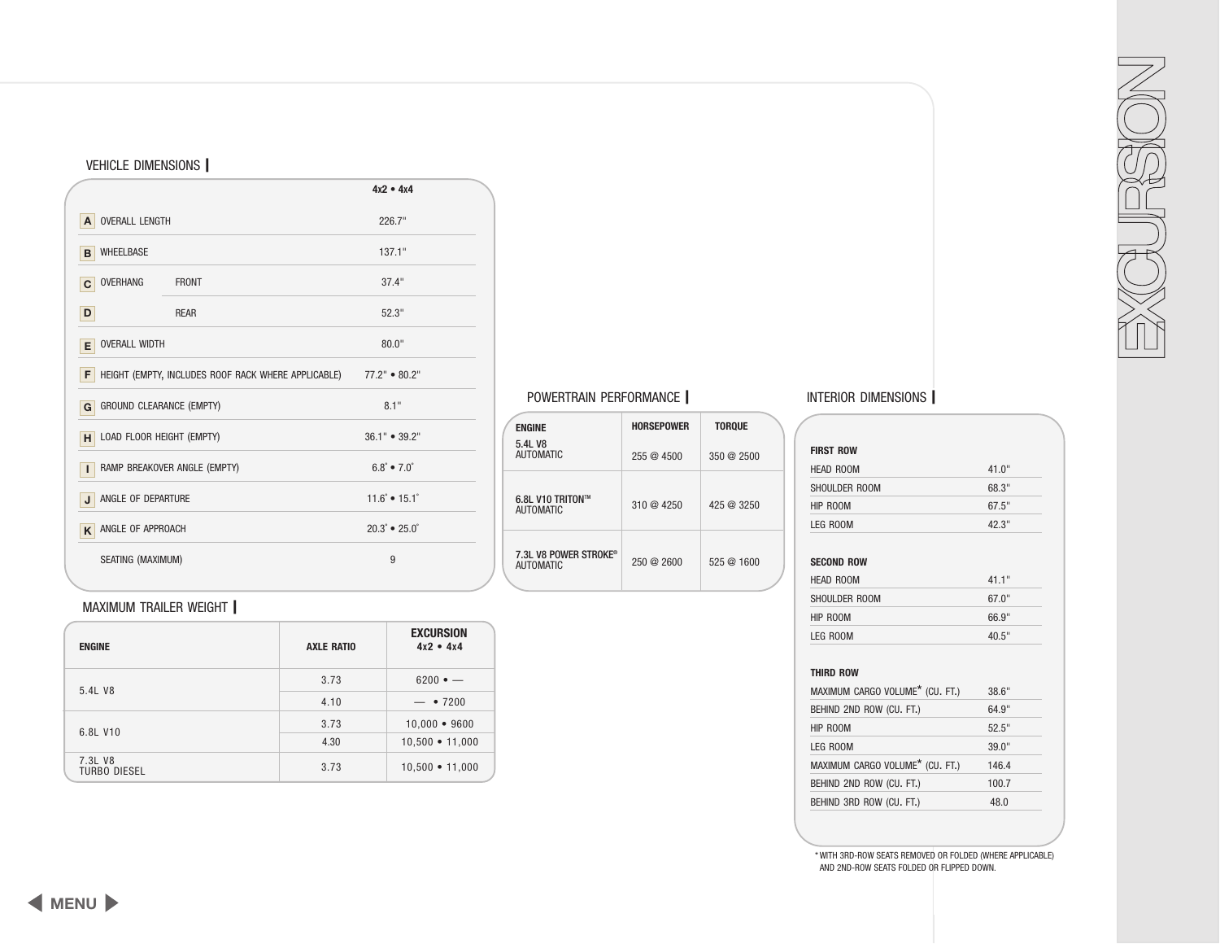# EXCURSION

## VEHICLE DIMENSIONS

| | | | 4x2 • 4x4 |
|---|---|---|---|
| A | OVERALL LENGTH | | 226.7" |
| B | WHEELBASE | | 137.1" |
| C | OVERHANG | FRONT | 37.4" |
| D | | REAR | 52.3" |
| E | OVERALL WIDTH | | 80.0" |
| F | HEIGHT (EMPTY, INCLUDES ROOF RACK WHERE APPLICABLE) | | 77.2" • 80.2" |
| G | GROUND CLEARANCE (EMPTY) | | 8.1" |
| H | LOAD FLOOR HEIGHT (EMPTY) | | 36.1" • 39.2" |
| I | RAMP BREAKOVER ANGLE (EMPTY) | | 6.8° • 7.0° |
| J | ANGLE OF DEPARTURE | | 11.6° • 15.1° |
| K | ANGLE OF APPROACH | | 20.3° • 25.0° |
| | SEATING (MAXIMUM) | | 9 |

## MAXIMUM TRAILER WEIGHT

| ENGINE | AXLE RATIO | EXCURSION 4x2 • 4x4 |
|---|---|---|
| 5.4L V8 | 3.73 | 6200 • — |
| | 4.10 | — • 7200 |
| 6.8L V10 | 3.73 | 10,000 • 9600 |
| | 4.30 | 10,500 • 11,000 |
| 7.3L V8 TURBO DIESEL | 3.73 | 10,500 • 11,000 |

## POWERTRAIN PERFORMANCE

| ENGINE | HORSEPOWER | TORQUE |
|---|---|---|
| 5.4L V8 AUTOMATIC | 255 @ 4500 | 350 @ 2500 |
| 6.8L V10 TRITON™ AUTOMATIC | 310 @ 4250 | 425 @ 3250 |
| 7.3L V8 POWER STROKE® AUTOMATIC | 250 @ 2600 | 525 @ 1600 |

## INTERIOR DIMENSIONS

| | |
|---|---|
| **FIRST ROW** | |
| HEAD ROOM | 41.0" |
| SHOULDER ROOM | 68.3" |
| HIP ROOM | 67.5" |
| LEG ROOM | 42.3" |
| **SECOND ROW** | |
| HEAD ROOM | 41.1" |
| SHOULDER ROOM | 67.0" |
| HIP ROOM | 66.9" |
| LEG ROOM | 40.5" |
| **THIRD ROW** | |
| MAXIMUM CARGO VOLUME* (CU. FT.) | 38.6" |
| BEHIND 2ND ROW (CU. FT.) | 64.9" |
| HIP ROOM | 52.5" |
| LEG ROOM | 39.0" |
| MAXIMUM CARGO VOLUME* (CU. FT.) | 146.4 |
| BEHIND 2ND ROW (CU. FT.) | 100.7 |
| BEHIND 3RD ROW (CU. FT.) | 48.0 |

*WITH 3RD-ROW SEATS REMOVED OR FOLDED (WHERE APPLICABLE) AND 2ND-ROW SEATS FOLDED OR FLIPPED DOWN.

MENU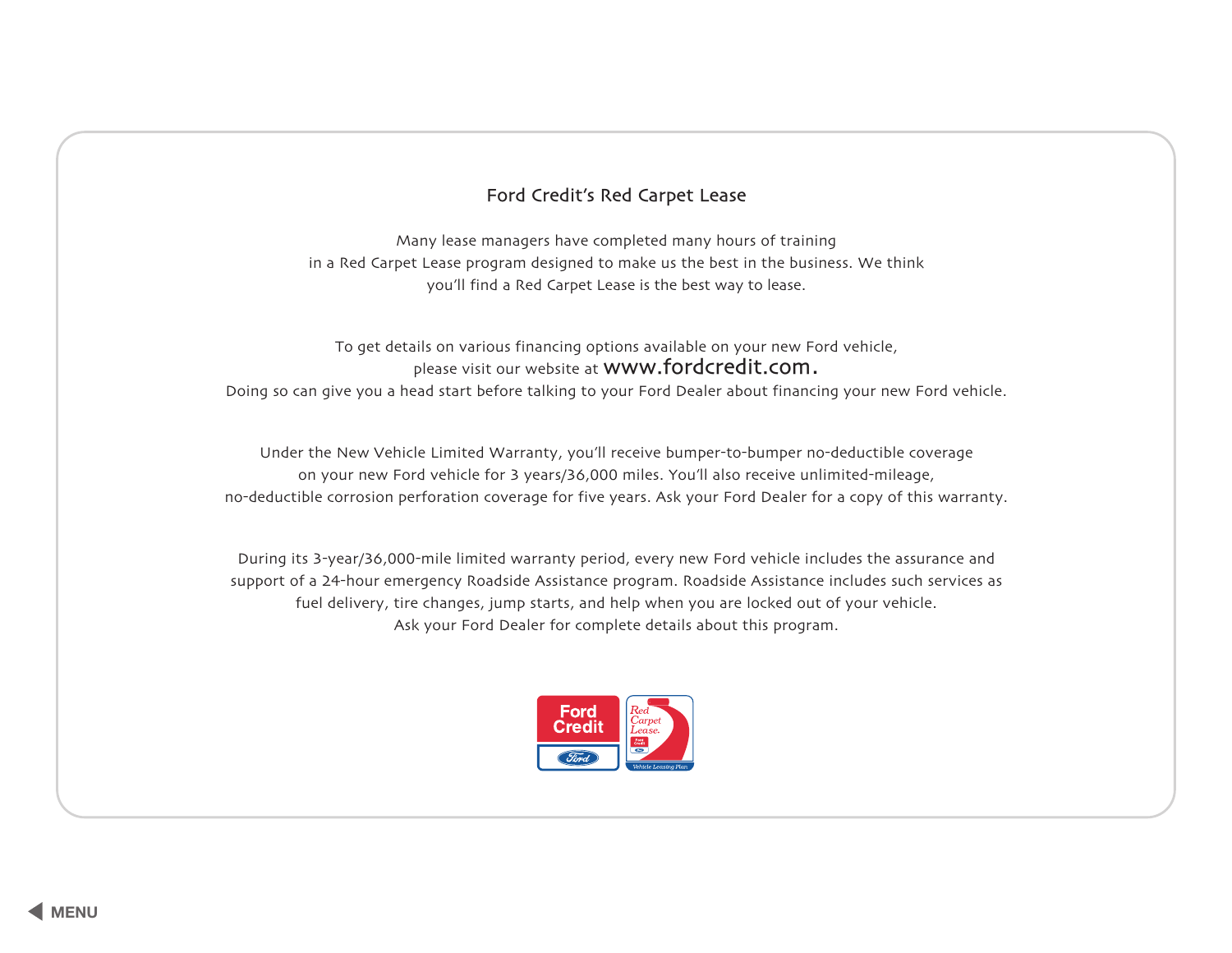## Ford Credit's Red Carpet Lease

Many lease managers have completed many hours of training in a Red Carpet Lease program designed to make us the best in the business. We think you'll find a Red Carpet Lease is the best way to lease.

To get details on various financing options available on your new Ford vehicle, please visit our website at **www.fordcredit.com.** Doing so can give you a head start before talking to your Ford Dealer about financing your new Ford vehicle.

Under the New Vehicle Limited Warranty, you'll receive bumper-to-bumper no-deductible coverage on your new Ford vehicle for 3 years/36,000 miles. You'll also receive unlimited-mileage, no-deductible corrosion perforation coverage for five years. Ask your Ford Dealer for a copy of this warranty.

During its 3-year/36,000-mile limited warranty period, every new Ford vehicle includes the assurance and support of a 24-hour emergency Roadside Assistance program. Roadside Assistance includes such services as fuel delivery, tire changes, jump starts, and help when you are locked out of your vehicle. Ask your Ford Dealer for complete details about this program.

Ford Credit

Red Carpet Lease. Vehicle Leasing Plan

MENU